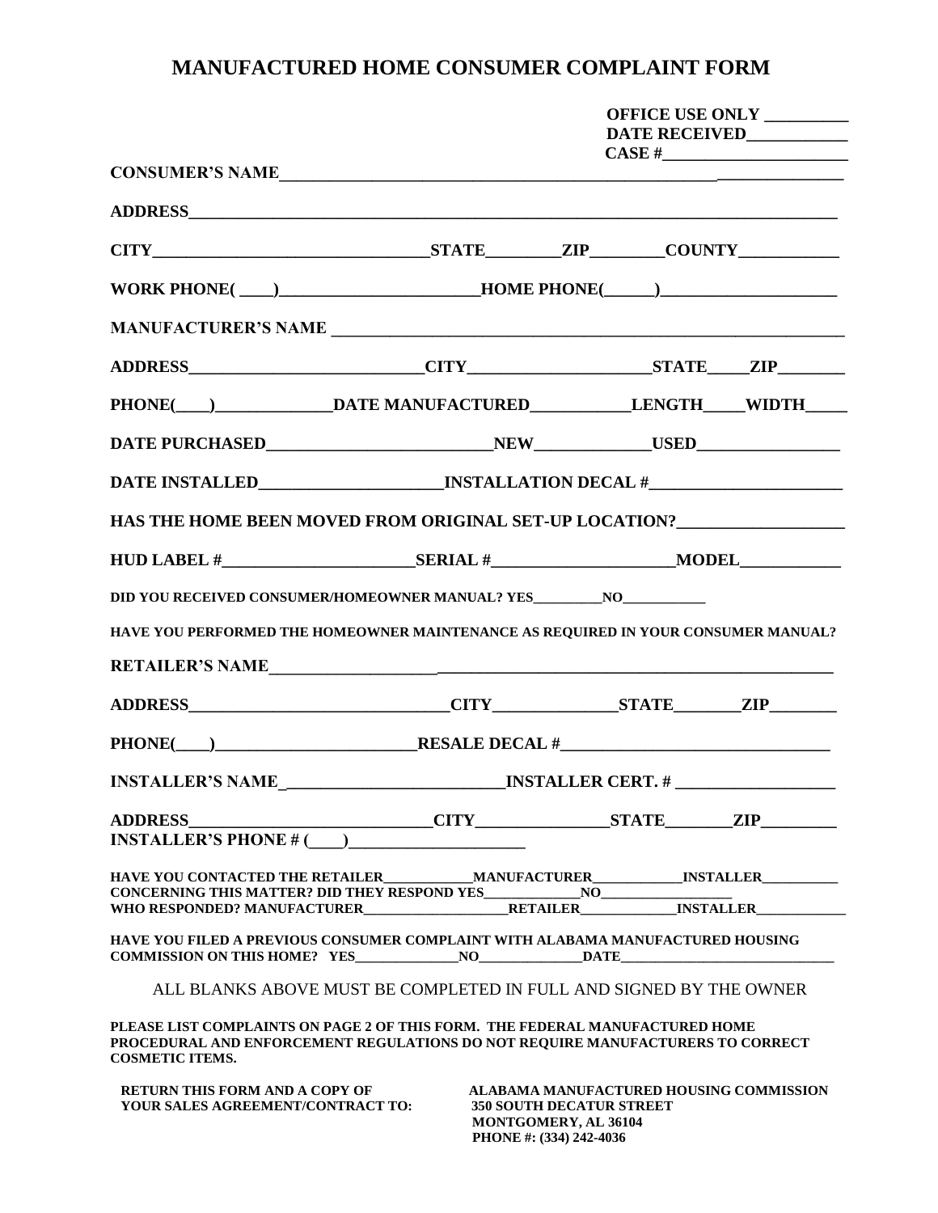# MANUFACTURED HOME CONSUMER COMPLAINT FORM

**OFFICE USE ONLY __________**
**DATE RECEIVED____________**
**CASE #______________________**

**CONSUMER'S NAME_______________________________________________________________________**

**ADDRESS_______________________________________________________________________________**

**CITY________________________________STATE_________ZIP_________COUNTY____________**

**WORK PHONE( ____)_______________________HOME PHONE(______)_____________________**

**MANUFACTURER'S NAME _________________________________________________________________**

**ADDRESS___________________________CITY_____________________STATE_____ZIP________**

**PHONE(____)_____________DATE MANUFACTURED___________LENGTH_____WIDTH_____**

**DATE PURCHASED__________________________NEW_____________USED________________**

**DATE INSTALLED_____________________INSTALLATION DECAL #______________________**

**HAS THE HOME BEEN MOVED FROM ORIGINAL SET-UP LOCATION?___________________**

**HUD LABEL #______________________SERIAL #_____________________MODEL____________**

**DID YOU RECEIVED CONSUMER/HOMEOWNER MANUAL? YES__________NO____________**

**HAVE YOU PERFORMED THE HOMEOWNER MAINTENANCE AS REQUIRED IN YOUR CONSUMER MANUAL?**

**RETAILER'S NAME_______________________________________________________________________**

**ADDRESS______________________________CITY______________STATE________ZIP________**

**PHONE(____)________________________RESALE DECAL #_______________________________**

**INSTALLER'S NAME_________________________INSTALLER CERT. # ___________________**

**ADDRESS____________________________CITY_______________STATE________ZIP_________**
**INSTALLER'S PHONE # (____)____________________**

**HAVE YOU CONTACTED THE RETAILER____________MANUFACTURER_____________INSTALLER___________**
**CONCERNING THIS MATTER? DID THEY RESPOND YES_____________NO__________________**
**WHO RESPONDED? MANUFACTURER____________________RETAILER_____________INSTALLER_____________**

**HAVE YOU FILED A PREVIOUS CONSUMER COMPLAINT WITH ALABAMA MANUFACTURED HOUSING COMMISSION ON THIS HOME? YES_______________NO_______________DATE______________________________**

ALL BLANKS ABOVE MUST BE COMPLETED IN FULL AND SIGNED BY THE OWNER

**PLEASE LIST COMPLAINTS ON PAGE 2 OF THIS FORM. THE FEDERAL MANUFACTURED HOME PROCEDURAL AND ENFORCEMENT REGULATIONS DO NOT REQUIRE MANUFACTURERS TO CORRECT COSMETIC ITEMS.**

**RETURN THIS FORM AND A COPY OF YOUR SALES AGREEMENT/CONTRACT TO:**

**ALABAMA MANUFACTURED HOUSING COMMISSION**
**350 SOUTH DECATUR STREET**
**MONTGOMERY, AL 36104**
**PHONE #: (334) 242-4036**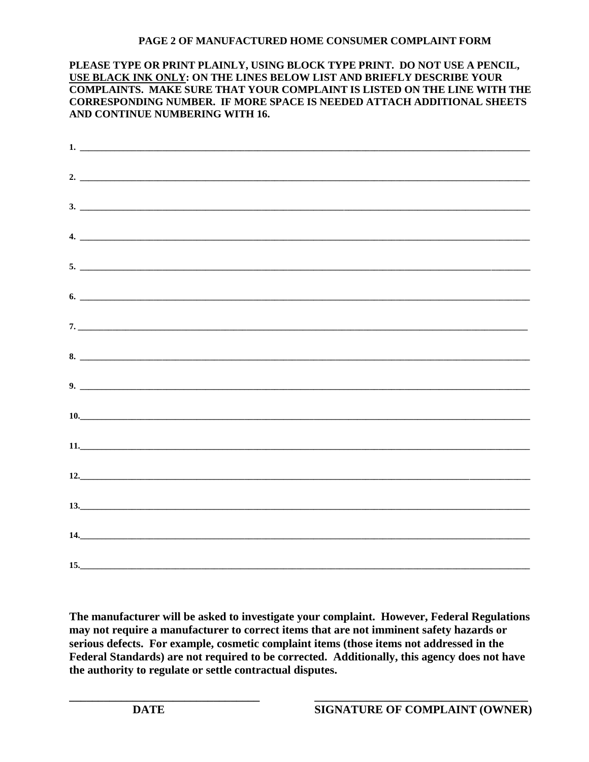**PAGE 2 OF MANUFACTURED HOME CONSUMER COMPLAINT FORM**

**PLEASE TYPE OR PRINT PLAINLY, USING BLOCK TYPE PRINT. DO NOT USE A PENCIL, <u>USE BLACK INK ONLY</u>: ON THE LINES BELOW LIST AND BRIEFLY DESCRIBE YOUR COMPLAINTS. MAKE SURE THAT YOUR COMPLAINT IS LISTED ON THE LINE WITH THE CORRESPONDING NUMBER. IF MORE SPACE IS NEEDED ATTACH ADDITIONAL SHEETS AND CONTINUE NUMBERING WITH 16.**

**1.** ______________________________________________________________________________

**2.** ______________________________________________________________________________

**3.** ______________________________________________________________________________

**4.** ______________________________________________________________________________

**5.** ______________________________________________________________________________

**6.** ______________________________________________________________________________

**7.** ______________________________________________________________________________

**8.** ______________________________________________________________________________

**9.** ______________________________________________________________________________

**10.** _____________________________________________________________________________

**11.** _____________________________________________________________________________

**12.** _____________________________________________________________________________

**13.** _____________________________________________________________________________

**14.** _____________________________________________________________________________

**15.** _____________________________________________________________________________

**The manufacturer will be asked to investigate your complaint. However, Federal Regulations may not require a manufacturer to correct items that are not imminent safety hazards or serious defects. For example, cosmetic complaint items (those items not addressed in the Federal Standards) are not required to be corrected. Additionally, this agency does not have the authority to regulate or settle contractual disputes.**

_______________________________ _______________________________

**DATE** **SIGNATURE OF COMPLAINT (OWNER)**